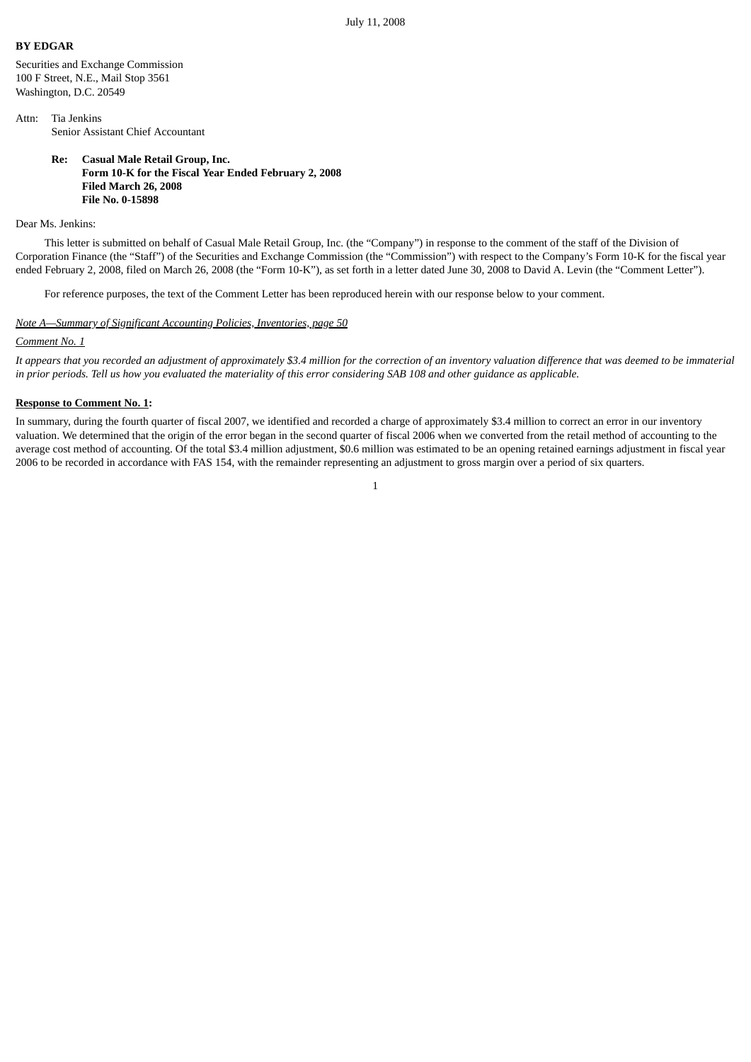July 11, 2008

**BY EDGAR**

Securities and Exchange Commission
100 F Street, N.E., Mail Stop 3561
Washington, D.C. 20549

Attn: Tia Jenkins
Senior Assistant Chief Accountant

**Re: Casual Male Retail Group, Inc.**
**Form 10-K for the Fiscal Year Ended February 2, 2008**
**Filed March 26, 2008**
**File No. 0-15898**

Dear Ms. Jenkins:

This letter is submitted on behalf of Casual Male Retail Group, Inc. (the "Company") in response to the comment of the staff of the Division of Corporation Finance (the "Staff") of the Securities and Exchange Commission (the "Commission") with respect to the Company's Form 10-K for the fiscal year ended February 2, 2008, filed on March 26, 2008 (the "Form 10-K"), as set forth in a letter dated June 30, 2008 to David A. Levin (the "Comment Letter").

For reference purposes, the text of the Comment Letter has been reproduced herein with our response below to your comment.

*Note A—Summary of Significant Accounting Policies, Inventories, page 50*

*Comment No. 1*

*It appears that you recorded an adjustment of approximately $3.4 million for the correction of an inventory valuation difference that was deemed to be immaterial in prior periods. Tell us how you evaluated the materiality of this error considering SAB 108 and other guidance as applicable.*

**Response to Comment No. 1:**

In summary, during the fourth quarter of fiscal 2007, we identified and recorded a charge of approximately $3.4 million to correct an error in our inventory valuation. We determined that the origin of the error began in the second quarter of fiscal 2006 when we converted from the retail method of accounting to the average cost method of accounting. Of the total $3.4 million adjustment, $0.6 million was estimated to be an opening retained earnings adjustment in fiscal year 2006 to be recorded in accordance with FAS 154, with the remainder representing an adjustment to gross margin over a period of six quarters.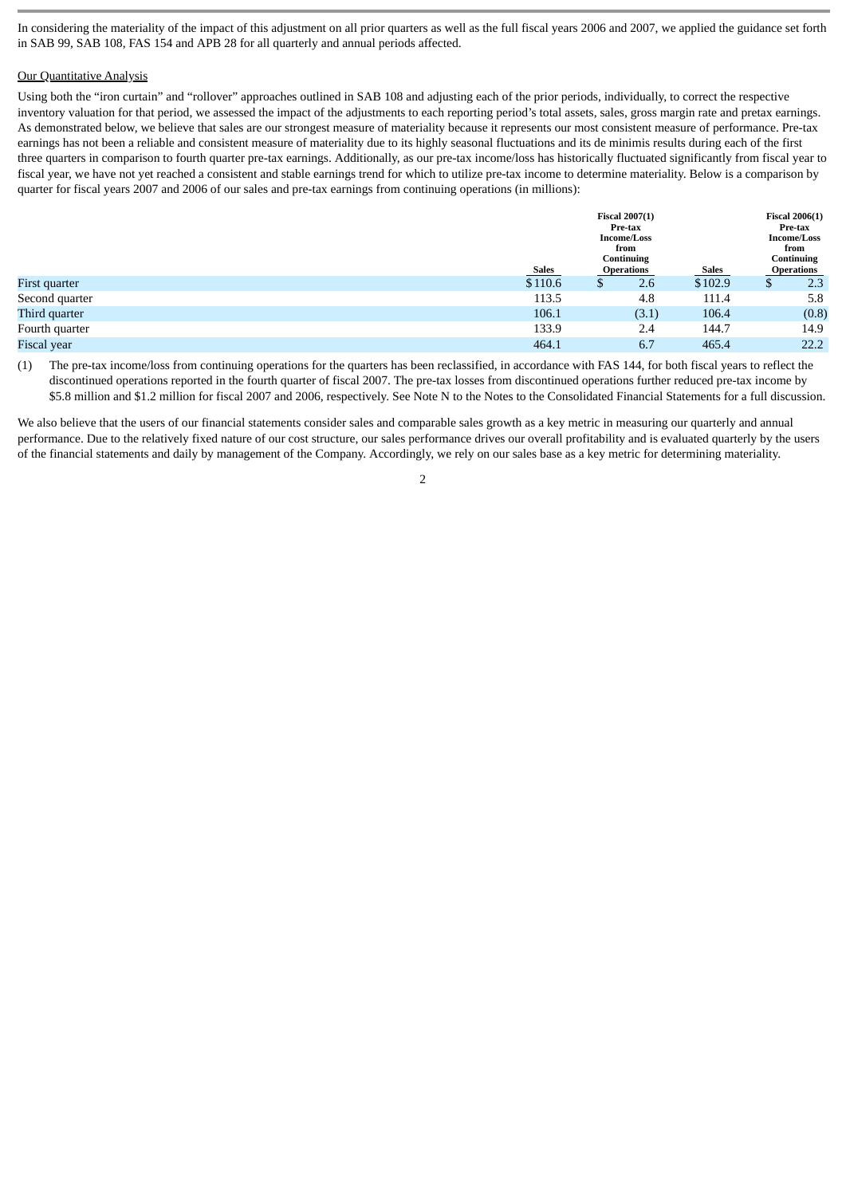In considering the materiality of the impact of this adjustment on all prior quarters as well as the full fiscal years 2006 and 2007, we applied the guidance set forth in SAB 99, SAB 108, FAS 154 and APB 28 for all quarterly and annual periods affected.

Our Quantitative Analysis

Using both the "iron curtain" and "rollover" approaches outlined in SAB 108 and adjusting each of the prior periods, individually, to correct the respective inventory valuation for that period, we assessed the impact of the adjustments to each reporting period's total assets, sales, gross margin rate and pretax earnings. As demonstrated below, we believe that sales are our strongest measure of materiality because it represents our most consistent measure of performance. Pre-tax earnings has not been a reliable and consistent measure of materiality due to its highly seasonal fluctuations and its de minimis results during each of the first three quarters in comparison to fourth quarter pre-tax earnings. Additionally, as our pre-tax income/loss has historically fluctuated significantly from fiscal year to fiscal year, we have not yet reached a consistent and stable earnings trend for which to utilize pre-tax income to determine materiality. Below is a comparison by quarter for fiscal years 2007 and 2006 of our sales and pre-tax earnings from continuing operations (in millions):

| | Fiscal 2007(1) | | Fiscal 2006(1) | |
|---|---|---|---|---|
| | Sales | Pre-tax Income/Loss from Continuing Operations | Sales | Pre-tax Income/Loss from Continuing Operations |
| First quarter | $110.6 | $ 2.6 | $102.9 | $ 2.3 |
| Second quarter | 113.5 | 4.8 | 111.4 | 5.8 |
| Third quarter | 106.1 | (3.1) | 106.4 | (0.8) |
| Fourth quarter | 133.9 | 2.4 | 144.7 | 14.9 |
| Fiscal year | 464.1 | 6.7 | 465.4 | 22.2 |

(1) The pre-tax income/loss from continuing operations for the quarters has been reclassified, in accordance with FAS 144, for both fiscal years to reflect the discontinued operations reported in the fourth quarter of fiscal 2007. The pre-tax losses from discontinued operations further reduced pre-tax income by $5.8 million and $1.2 million for fiscal 2007 and 2006, respectively. See Note N to the Notes to the Consolidated Financial Statements for a full discussion.

We also believe that the users of our financial statements consider sales and comparable sales growth as a key metric in measuring our quarterly and annual performance. Due to the relatively fixed nature of our cost structure, our sales performance drives our overall profitability and is evaluated quarterly by the users of the financial statements and daily by management of the Company. Accordingly, we rely on our sales base as a key metric for determining materiality.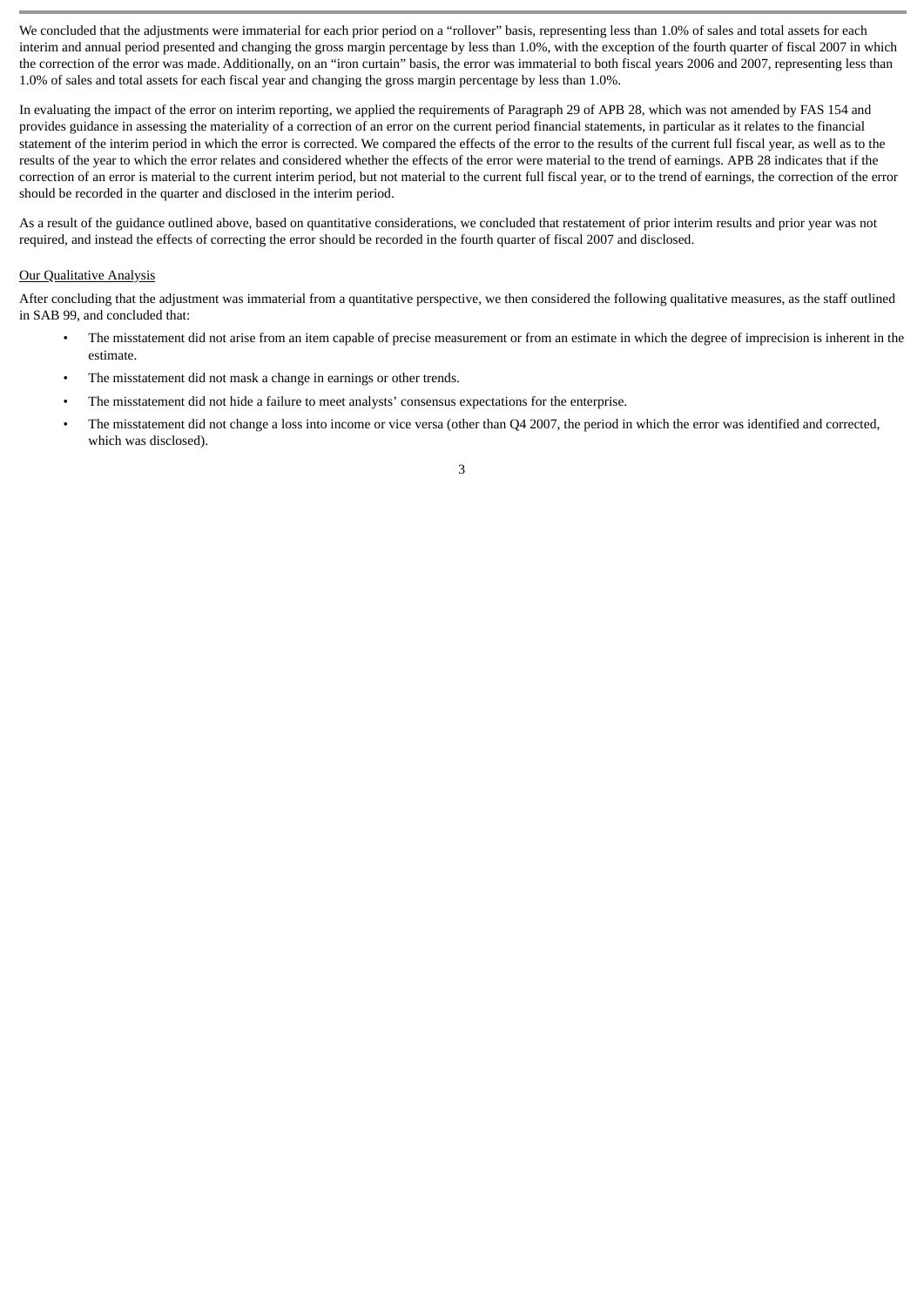We concluded that the adjustments were immaterial for each prior period on a "rollover" basis, representing less than 1.0% of sales and total assets for each interim and annual period presented and changing the gross margin percentage by less than 1.0%, with the exception of the fourth quarter of fiscal 2007 in which the correction of the error was made. Additionally, on an "iron curtain" basis, the error was immaterial to both fiscal years 2006 and 2007, representing less than 1.0% of sales and total assets for each fiscal year and changing the gross margin percentage by less than 1.0%.

In evaluating the impact of the error on interim reporting, we applied the requirements of Paragraph 29 of APB 28, which was not amended by FAS 154 and provides guidance in assessing the materiality of a correction of an error on the current period financial statements, in particular as it relates to the financial statement of the interim period in which the error is corrected. We compared the effects of the error to the results of the current full fiscal year, as well as to the results of the year to which the error relates and considered whether the effects of the error were material to the trend of earnings. APB 28 indicates that if the correction of an error is material to the current interim period, but not material to the current full fiscal year, or to the trend of earnings, the correction of the error should be recorded in the quarter and disclosed in the interim period.

As a result of the guidance outlined above, based on quantitative considerations, we concluded that restatement of prior interim results and prior year was not required, and instead the effects of correcting the error should be recorded in the fourth quarter of fiscal 2007 and disclosed.

Our Qualitative Analysis

After concluding that the adjustment was immaterial from a quantitative perspective, we then considered the following qualitative measures, as the staff outlined in SAB 99, and concluded that:

- The misstatement did not arise from an item capable of precise measurement or from an estimate in which the degree of imprecision is inherent in the estimate.
- The misstatement did not mask a change in earnings or other trends.
- The misstatement did not hide a failure to meet analysts' consensus expectations for the enterprise.
- The misstatement did not change a loss into income or vice versa (other than Q4 2007, the period in which the error was identified and corrected, which was disclosed).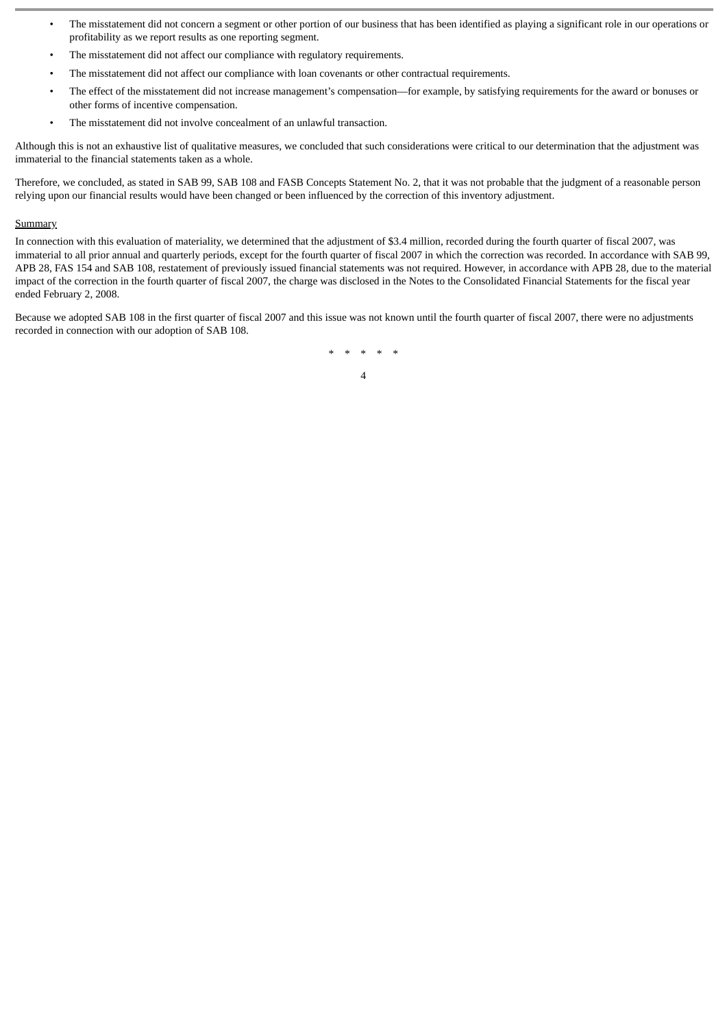- The misstatement did not concern a segment or other portion of our business that has been identified as playing a significant role in our operations or profitability as we report results as one reporting segment.
- The misstatement did not affect our compliance with regulatory requirements.
- The misstatement did not affect our compliance with loan covenants or other contractual requirements.
- The effect of the misstatement did not increase management's compensation—for example, by satisfying requirements for the award or bonuses or other forms of incentive compensation.
- The misstatement did not involve concealment of an unlawful transaction.

Although this is not an exhaustive list of qualitative measures, we concluded that such considerations were critical to our determination that the adjustment was immaterial to the financial statements taken as a whole.

Therefore, we concluded, as stated in SAB 99, SAB 108 and FASB Concepts Statement No. 2, that it was not probable that the judgment of a reasonable person relying upon our financial results would have been changed or been influenced by the correction of this inventory adjustment.

Summary

In connection with this evaluation of materiality, we determined that the adjustment of $3.4 million, recorded during the fourth quarter of fiscal 2007, was immaterial to all prior annual and quarterly periods, except for the fourth quarter of fiscal 2007 in which the correction was recorded. In accordance with SAB 99, APB 28, FAS 154 and SAB 108, restatement of previously issued financial statements was not required. However, in accordance with APB 28, due to the material impact of the correction in the fourth quarter of fiscal 2007, the charge was disclosed in the Notes to the Consolidated Financial Statements for the fiscal year ended February 2, 2008.

Because we adopted SAB 108 in the first quarter of fiscal 2007 and this issue was not known until the fourth quarter of fiscal 2007, there were no adjustments recorded in connection with our adoption of SAB 108.

\* \* \* \* \*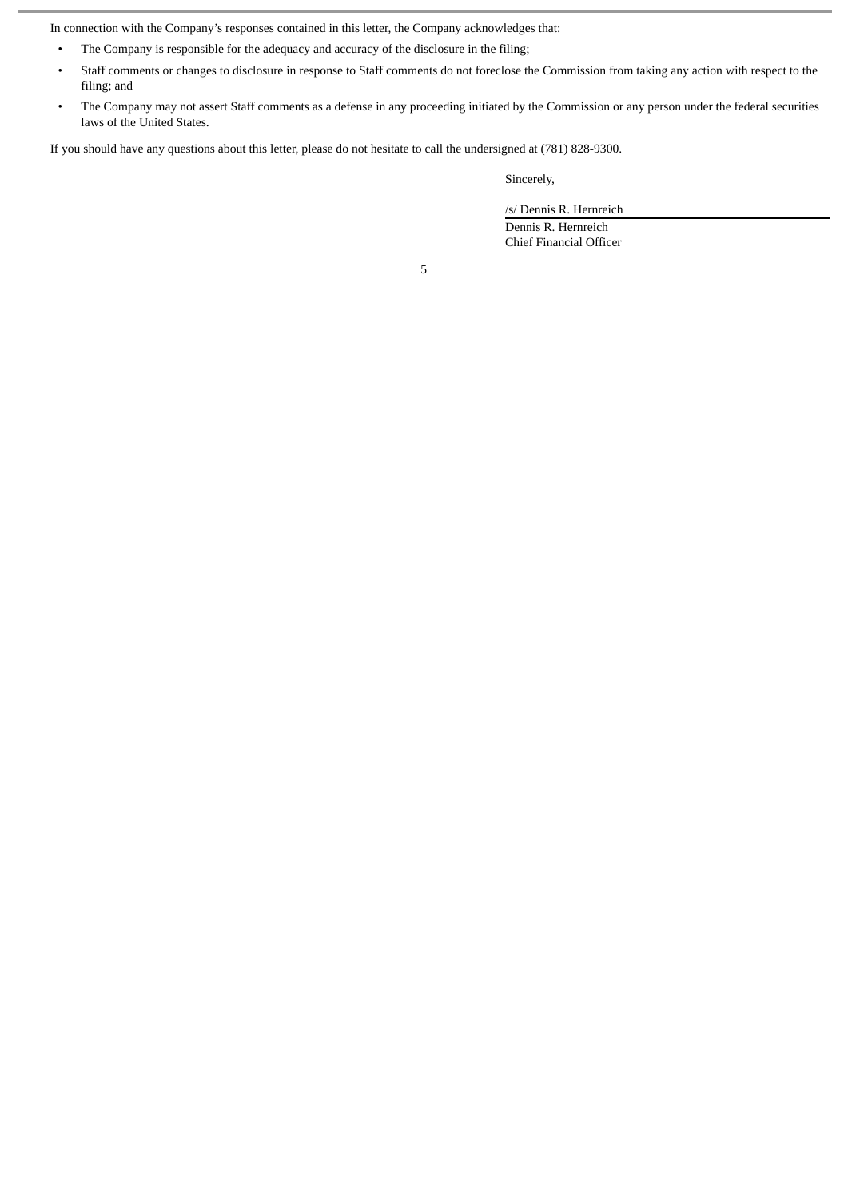In connection with the Company's responses contained in this letter, the Company acknowledges that:

- The Company is responsible for the adequacy and accuracy of the disclosure in the filing;
- Staff comments or changes to disclosure in response to Staff comments do not foreclose the Commission from taking any action with respect to the filing; and
- The Company may not assert Staff comments as a defense in any proceeding initiated by the Commission or any person under the federal securities laws of the United States.

If you should have any questions about this letter, please do not hesitate to call the undersigned at (781) 828-9300.

Sincerely,

/s/ Dennis R. Hernreich

Dennis R. Hernreich
Chief Financial Officer